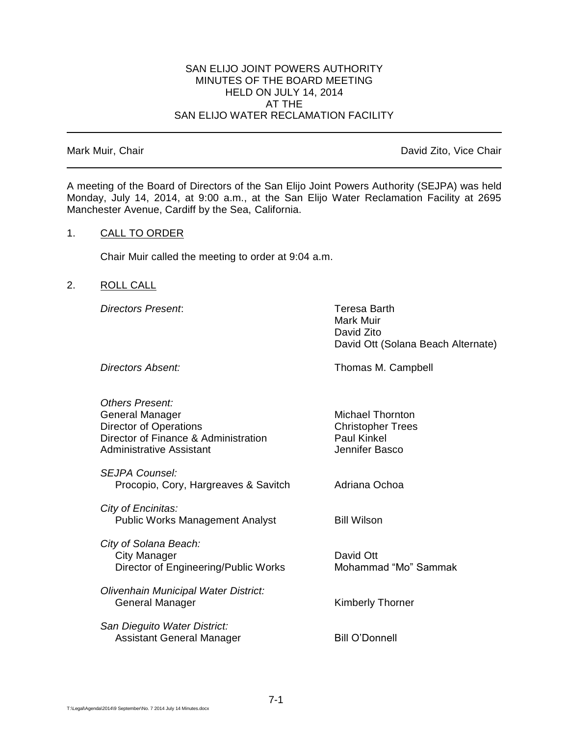SAN ELIJO JOINT POWERS AUTHORITY
MINUTES OF THE BOARD MEETING
HELD ON JULY 14, 2014
AT THE
SAN ELIJO WATER RECLAMATION FACILITY

---

Mark Muir, Chair | David Zito, Vice Chair

---

A meeting of the Board of Directors of the San Elijo Joint Powers Authority (SEJPA) was held Monday, July 14, 2014, at 9:00 a.m., at the San Elijo Water Reclamation Facility at 2695 Manchester Avenue, Cardiff by the Sea, California.

1. CALL TO ORDER

   Chair Muir called the meeting to order at 9:04 a.m.

2. ROLL CALL

   *Directors Present*:
   Teresa Barth
   Mark Muir
   David Zito
   David Ott (Solana Beach Alternate)

   *Directors Absent:*
   Thomas M. Campbell

   *Others Present:*

   | | |
   |---|---|
   | General Manager | Michael Thornton |
   | Director of Operations | Christopher Trees |
   | Director of Finance & Administration | Paul Kinkel |
   | Administrative Assistant | Jennifer Basco |

   *SEJPA Counsel:*
   Procopio, Cory, Hargreaves & Savitch — Adriana Ochoa

   *City of Encinitas:*
   Public Works Management Analyst — Bill Wilson

   *City of Solana Beach:*
   City Manager — David Ott
   Director of Engineering/Public Works — Mohammad "Mo" Sammak

   *Olivenhain Municipal Water District:*
   General Manager — Kimberly Thorner

   *San Dieguito Water District:*
   Assistant General Manager — Bill O'Donnell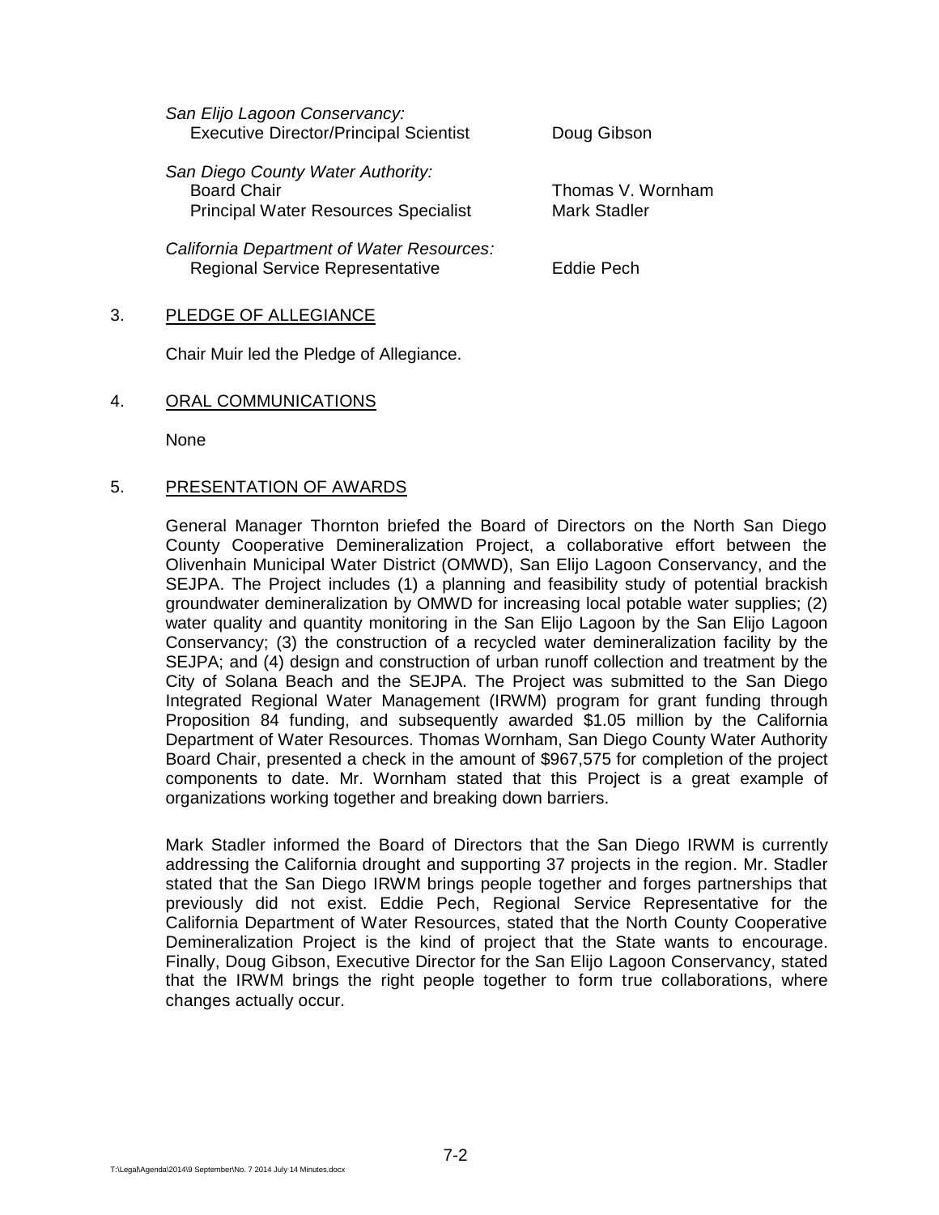*San Elijo Lagoon Conservancy:*
Executive Director/Principal Scientist — Doug Gibson

*San Diego County Water Authority:*
Board Chair — Thomas V. Wornham
Principal Water Resources Specialist — Mark Stadler

*California Department of Water Resources:*
Regional Service Representative — Eddie Pech

3. PLEDGE OF ALLEGIANCE

Chair Muir led the Pledge of Allegiance.

4. ORAL COMMUNICATIONS

None

5. PRESENTATION OF AWARDS

General Manager Thornton briefed the Board of Directors on the North San Diego County Cooperative Demineralization Project, a collaborative effort between the Olivenhain Municipal Water District (OMWD), San Elijo Lagoon Conservancy, and the SEJPA. The Project includes (1) a planning and feasibility study of potential brackish groundwater demineralization by OMWD for increasing local potable water supplies; (2) water quality and quantity monitoring in the San Elijo Lagoon by the San Elijo Lagoon Conservancy; (3) the construction of a recycled water demineralization facility by the SEJPA; and (4) design and construction of urban runoff collection and treatment by the City of Solana Beach and the SEJPA. The Project was submitted to the San Diego Integrated Regional Water Management (IRWM) program for grant funding through Proposition 84 funding, and subsequently awarded $1.05 million by the California Department of Water Resources. Thomas Wornham, San Diego County Water Authority Board Chair, presented a check in the amount of $967,575 for completion of the project components to date. Mr. Wornham stated that this Project is a great example of organizations working together and breaking down barriers.

Mark Stadler informed the Board of Directors that the San Diego IRWM is currently addressing the California drought and supporting 37 projects in the region. Mr. Stadler stated that the San Diego IRWM brings people together and forges partnerships that previously did not exist. Eddie Pech, Regional Service Representative for the California Department of Water Resources, stated that the North County Cooperative Demineralization Project is the kind of project that the State wants to encourage. Finally, Doug Gibson, Executive Director for the San Elijo Lagoon Conservancy, stated that the IRWM brings the right people together to form true collaborations, where changes actually occur.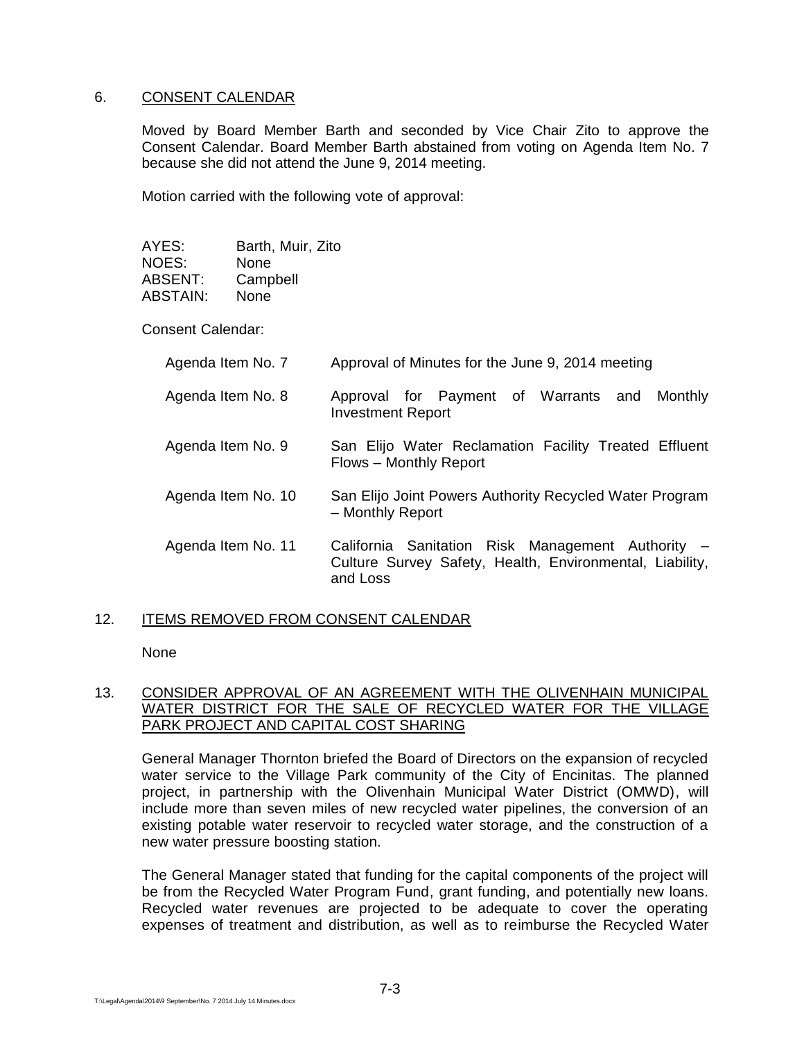6. <u>CONSENT CALENDAR</u>

Moved by Board Member Barth and seconded by Vice Chair Zito to approve the Consent Calendar. Board Member Barth abstained from voting on Agenda Item No. 7 because she did not attend the June 9, 2014 meeting.

Motion carried with the following vote of approval:

AYES: Barth, Muir, Zito
NOES: None
ABSENT: Campbell
ABSTAIN: None

Consent Calendar:

| | |
|---|---|
| Agenda Item No. 7 | Approval of Minutes for the June 9, 2014 meeting |
| Agenda Item No. 8 | Approval for Payment of Warrants and Monthly Investment Report |
| Agenda Item No. 9 | San Elijo Water Reclamation Facility Treated Effluent Flows – Monthly Report |
| Agenda Item No. 10 | San Elijo Joint Powers Authority Recycled Water Program – Monthly Report |
| Agenda Item No. 11 | California Sanitation Risk Management Authority – Culture Survey Safety, Health, Environmental, Liability, and Loss |

12. <u>ITEMS REMOVED FROM CONSENT CALENDAR</u>

None

13. <u>CONSIDER APPROVAL OF AN AGREEMENT WITH THE OLIVENHAIN MUNICIPAL WATER DISTRICT FOR THE SALE OF RECYCLED WATER FOR THE VILLAGE PARK PROJECT AND CAPITAL COST SHARING</u>

General Manager Thornton briefed the Board of Directors on the expansion of recycled water service to the Village Park community of the City of Encinitas. The planned project, in partnership with the Olivenhain Municipal Water District (OMWD), will include more than seven miles of new recycled water pipelines, the conversion of an existing potable water reservoir to recycled water storage, and the construction of a new water pressure boosting station.

The General Manager stated that funding for the capital components of the project will be from the Recycled Water Program Fund, grant funding, and potentially new loans. Recycled water revenues are projected to be adequate to cover the operating expenses of treatment and distribution, as well as to reimburse the Recycled Water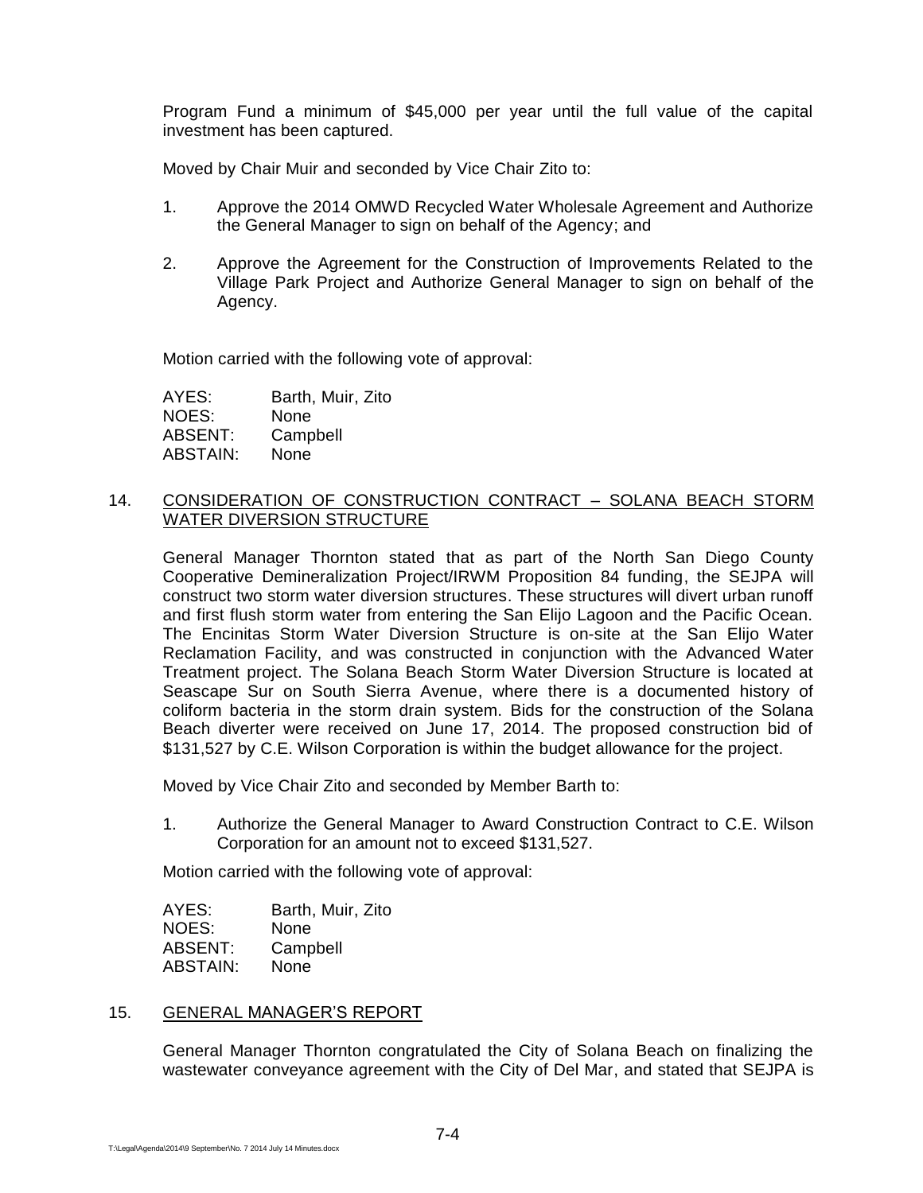Program Fund a minimum of $45,000 per year until the full value of the capital investment has been captured.

Moved by Chair Muir and seconded by Vice Chair Zito to:

1. Approve the 2014 OMWD Recycled Water Wholesale Agreement and Authorize the General Manager to sign on behalf of the Agency; and
2. Approve the Agreement for the Construction of Improvements Related to the Village Park Project and Authorize General Manager to sign on behalf of the Agency.

Motion carried with the following vote of approval:

AYES: Barth, Muir, Zito
NOES: None
ABSENT: Campbell
ABSTAIN: None

14. CONSIDERATION OF CONSTRUCTION CONTRACT – SOLANA BEACH STORM WATER DIVERSION STRUCTURE

General Manager Thornton stated that as part of the North San Diego County Cooperative Demineralization Project/IRWM Proposition 84 funding, the SEJPA will construct two storm water diversion structures. These structures will divert urban runoff and first flush storm water from entering the San Elijo Lagoon and the Pacific Ocean. The Encinitas Storm Water Diversion Structure is on-site at the San Elijo Water Reclamation Facility, and was constructed in conjunction with the Advanced Water Treatment project. The Solana Beach Storm Water Diversion Structure is located at Seascape Sur on South Sierra Avenue, where there is a documented history of coliform bacteria in the storm drain system. Bids for the construction of the Solana Beach diverter were received on June 17, 2014. The proposed construction bid of $131,527 by C.E. Wilson Corporation is within the budget allowance for the project.

Moved by Vice Chair Zito and seconded by Member Barth to:

1. Authorize the General Manager to Award Construction Contract to C.E. Wilson Corporation for an amount not to exceed $131,527.

Motion carried with the following vote of approval:

AYES: Barth, Muir, Zito
NOES: None
ABSENT: Campbell
ABSTAIN: None

15. GENERAL MANAGER'S REPORT

General Manager Thornton congratulated the City of Solana Beach on finalizing the wastewater conveyance agreement with the City of Del Mar, and stated that SEJPA is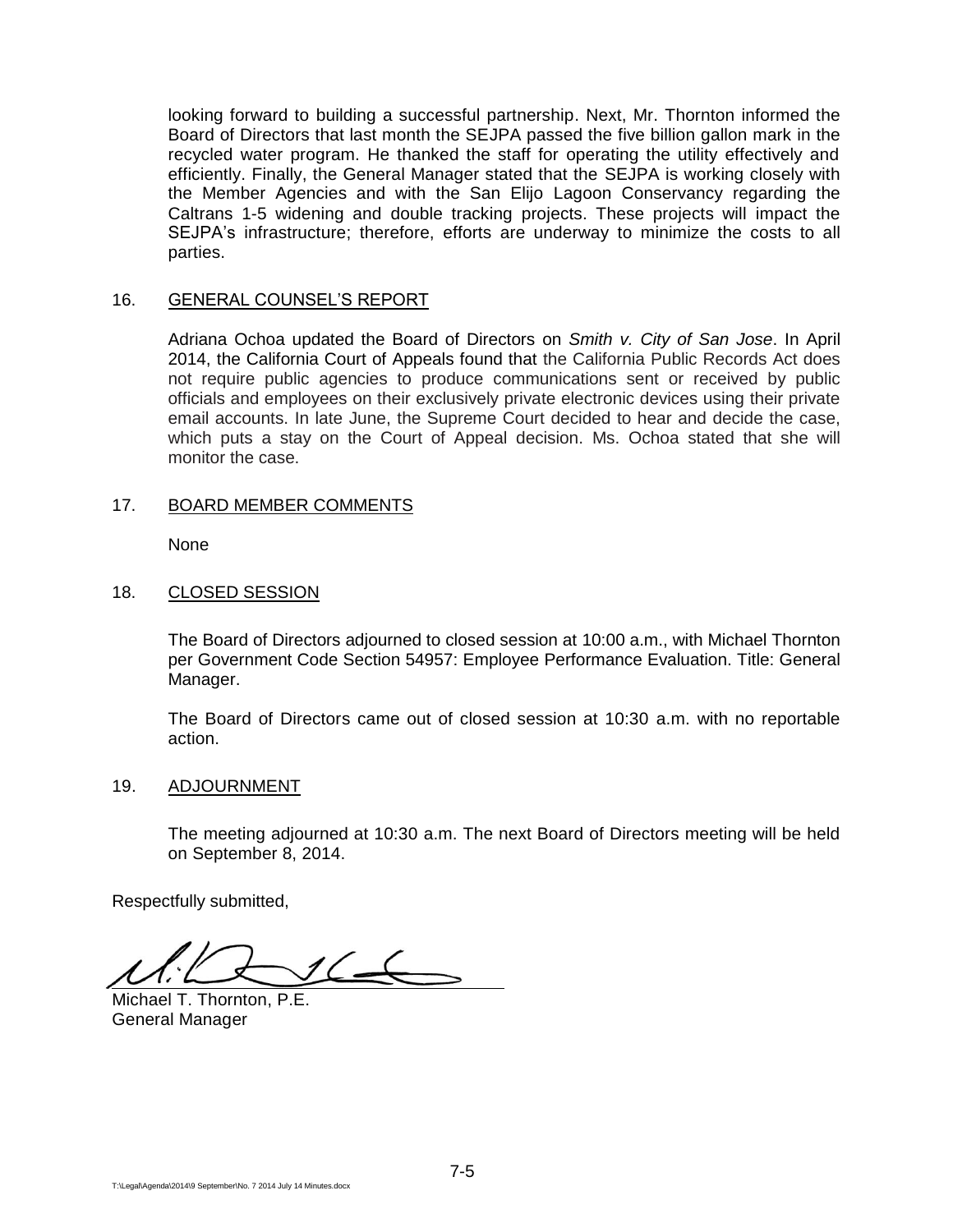looking forward to building a successful partnership. Next, Mr. Thornton informed the Board of Directors that last month the SEJPA passed the five billion gallon mark in the recycled water program. He thanked the staff for operating the utility effectively and efficiently. Finally, the General Manager stated that the SEJPA is working closely with the Member Agencies and with the San Elijo Lagoon Conservancy regarding the Caltrans 1-5 widening and double tracking projects. These projects will impact the SEJPA's infrastructure; therefore, efforts are underway to minimize the costs to all parties.

16. GENERAL COUNSEL'S REPORT

Adriana Ochoa updated the Board of Directors on *Smith v. City of San Jose*. In April 2014, the California Court of Appeals found that the California Public Records Act does not require public agencies to produce communications sent or received by public officials and employees on their exclusively private electronic devices using their private email accounts. In late June, the Supreme Court decided to hear and decide the case, which puts a stay on the Court of Appeal decision. Ms. Ochoa stated that she will monitor the case.

17. BOARD MEMBER COMMENTS

None

18. CLOSED SESSION

The Board of Directors adjourned to closed session at 10:00 a.m., with Michael Thornton per Government Code Section 54957: Employee Performance Evaluation. Title: General Manager.

The Board of Directors came out of closed session at 10:30 a.m. with no reportable action.

19. ADJOURNMENT

The meeting adjourned at 10:30 a.m. The next Board of Directors meeting will be held on September 8, 2014.

Respectfully submitted,

Michael T. Thornton, P.E.
General Manager